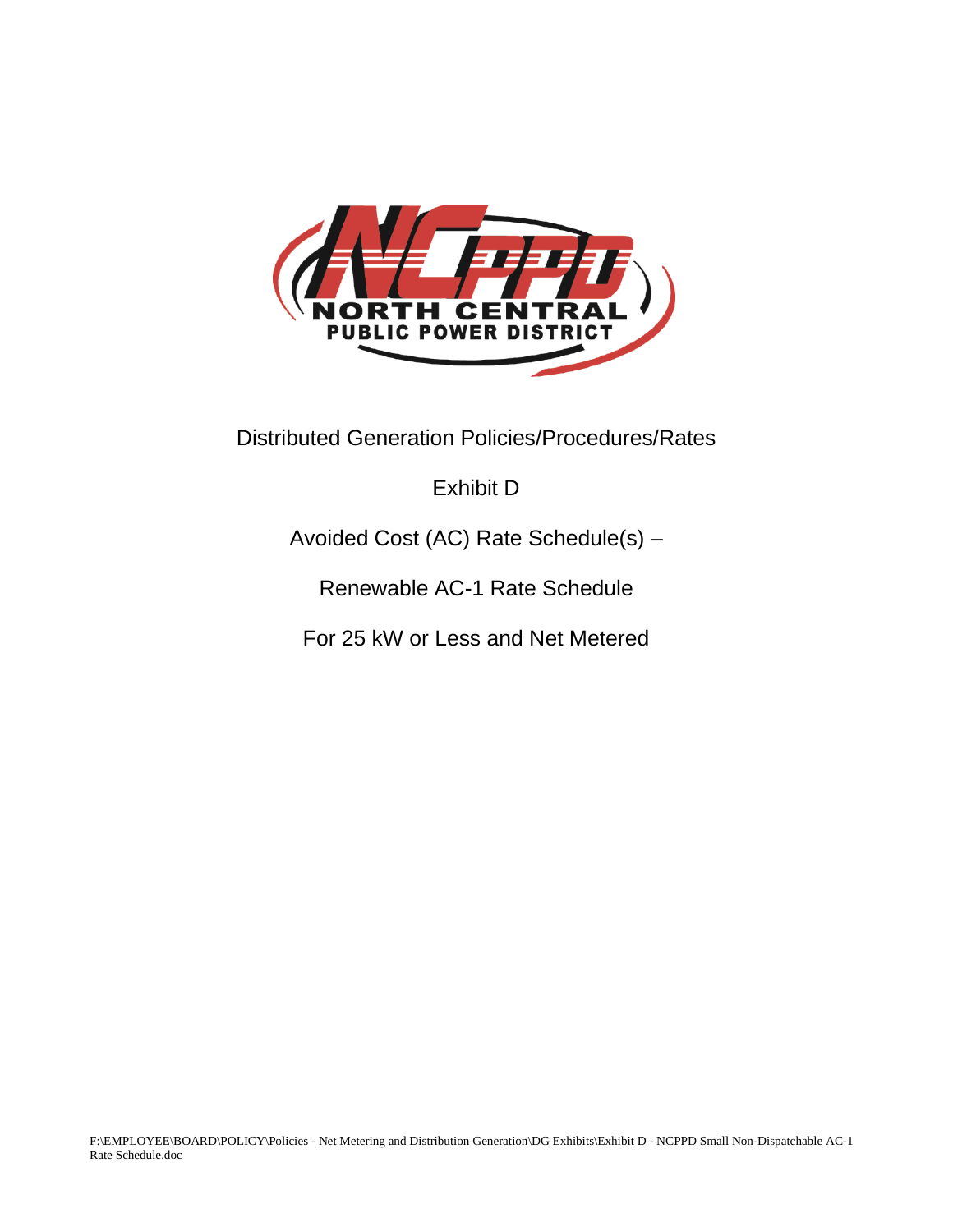NORTH CENTRAL
PUBLIC POWER DISTRICT

# Distributed Generation Policies/Procedures/Rates

## Exhibit D

## Avoided Cost (AC) Rate Schedule(s) –

## Renewable AC-1 Rate Schedule

## For 25 kW or Less and Net Metered

F:\EMPLOYEE\BOARD\POLICY\Policies - Net Metering and Distribution Generation\DG Exhibits\Exhibit D - NCPPD Small Non-Dispatchable AC-1 Rate Schedule.doc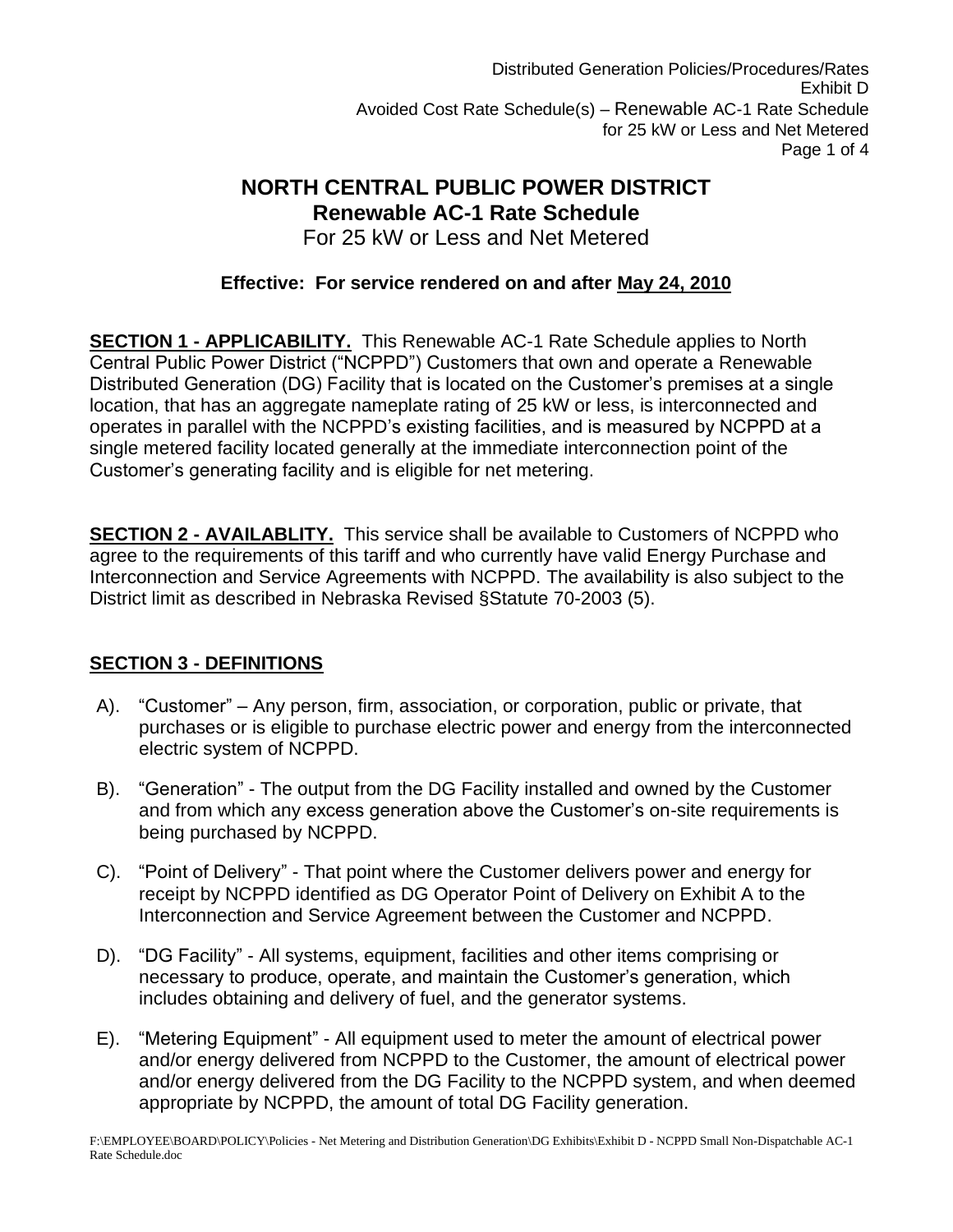# NORTH CENTRAL PUBLIC POWER DISTRICT
## Renewable AC-1 Rate Schedule
For 25 kW or Less and Net Metered

**Effective: For service rendered on and after May 24, 2010**

**SECTION 1 - APPLICABILITY.** This Renewable AC-1 Rate Schedule applies to North Central Public Power District ("NCPPD") Customers that own and operate a Renewable Distributed Generation (DG) Facility that is located on the Customer's premises at a single location, that has an aggregate nameplate rating of 25 kW or less, is interconnected and operates in parallel with the NCPPD's existing facilities, and is measured by NCPPD at a single metered facility located generally at the immediate interconnection point of the Customer's generating facility and is eligible for net metering.

**SECTION 2 - AVAILABLITY.** This service shall be available to Customers of NCPPD who agree to the requirements of this tariff and who currently have valid Energy Purchase and Interconnection and Service Agreements with NCPPD. The availability is also subject to the District limit as described in Nebraska Revised §Statute 70-2003 (5).

**SECTION 3 - DEFINITIONS**

A). "Customer" – Any person, firm, association, or corporation, public or private, that purchases or is eligible to purchase electric power and energy from the interconnected electric system of NCPPD.

B). "Generation" - The output from the DG Facility installed and owned by the Customer and from which any excess generation above the Customer's on-site requirements is being purchased by NCPPD.

C). "Point of Delivery" - That point where the Customer delivers power and energy for receipt by NCPPD identified as DG Operator Point of Delivery on Exhibit A to the Interconnection and Service Agreement between the Customer and NCPPD.

D). "DG Facility" - All systems, equipment, facilities and other items comprising or necessary to produce, operate, and maintain the Customer's generation, which includes obtaining and delivery of fuel, and the generator systems.

E). "Metering Equipment" - All equipment used to meter the amount of electrical power and/or energy delivered from NCPPD to the Customer, the amount of electrical power and/or energy delivered from the DG Facility to the NCPPD system, and when deemed appropriate by NCPPD, the amount of total DG Facility generation.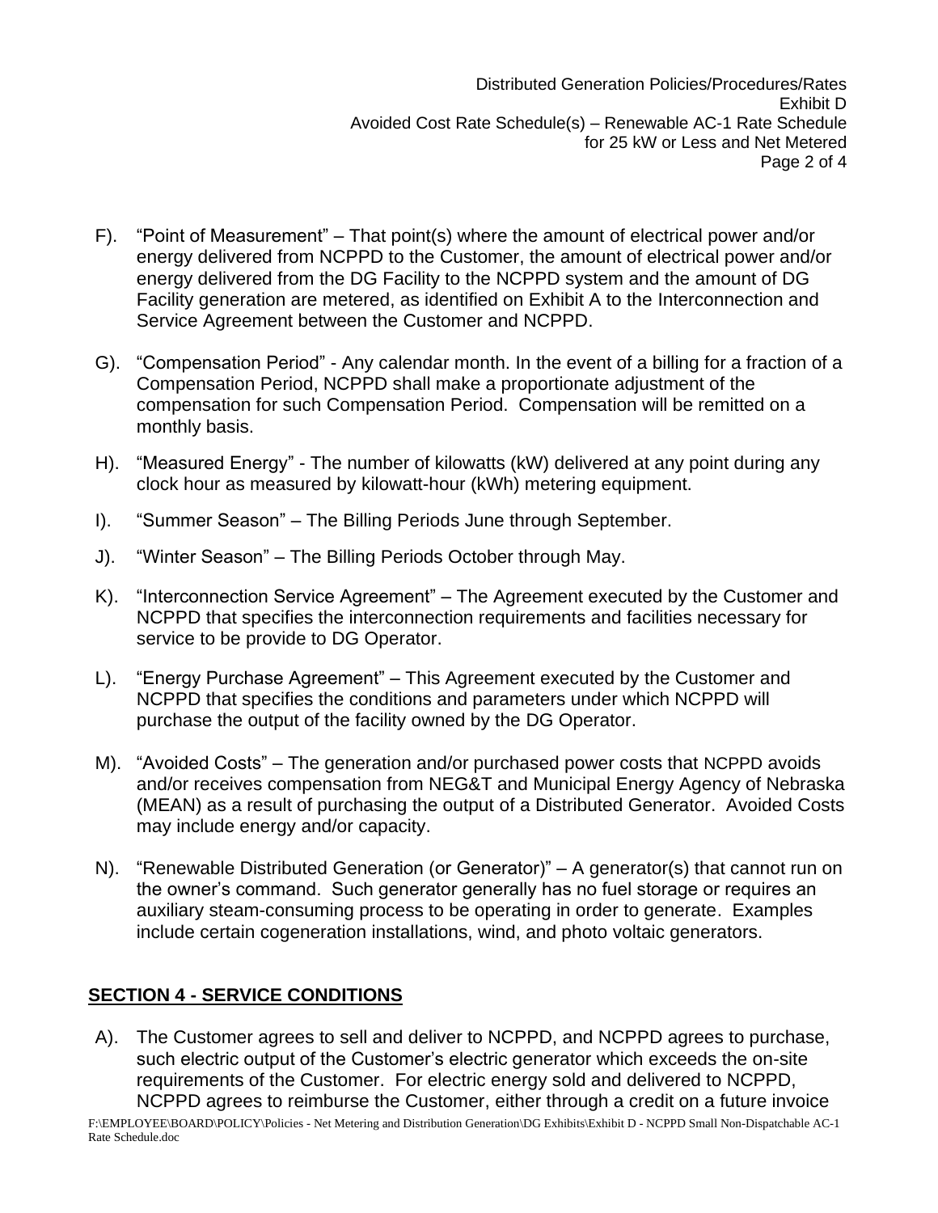F). "Point of Measurement" – That point(s) where the amount of electrical power and/or energy delivered from NCPPD to the Customer, the amount of electrical power and/or energy delivered from the DG Facility to the NCPPD system and the amount of DG Facility generation are metered, as identified on Exhibit A to the Interconnection and Service Agreement between the Customer and NCPPD.

G). "Compensation Period" - Any calendar month. In the event of a billing for a fraction of a Compensation Period, NCPPD shall make a proportionate adjustment of the compensation for such Compensation Period. Compensation will be remitted on a monthly basis.

H). "Measured Energy" - The number of kilowatts (kW) delivered at any point during any clock hour as measured by kilowatt-hour (kWh) metering equipment.

I). "Summer Season" – The Billing Periods June through September.

J). "Winter Season" – The Billing Periods October through May.

K). "Interconnection Service Agreement" – The Agreement executed by the Customer and NCPPD that specifies the interconnection requirements and facilities necessary for service to be provide to DG Operator.

L). "Energy Purchase Agreement" – This Agreement executed by the Customer and NCPPD that specifies the conditions and parameters under which NCPPD will purchase the output of the facility owned by the DG Operator.

M). "Avoided Costs" – The generation and/or purchased power costs that NCPPD avoids and/or receives compensation from NEG&T and Municipal Energy Agency of Nebraska (MEAN) as a result of purchasing the output of a Distributed Generator. Avoided Costs may include energy and/or capacity.

N). "Renewable Distributed Generation (or Generator)" – A generator(s) that cannot run on the owner's command. Such generator generally has no fuel storage or requires an auxiliary steam-consuming process to be operating in order to generate. Examples include certain cogeneration installations, wind, and photo voltaic generators.

## SECTION 4 - SERVICE CONDITIONS

A). The Customer agrees to sell and deliver to NCPPD, and NCPPD agrees to purchase, such electric output of the Customer's electric generator which exceeds the on-site requirements of the Customer. For electric energy sold and delivered to NCPPD, NCPPD agrees to reimburse the Customer, either through a credit on a future invoice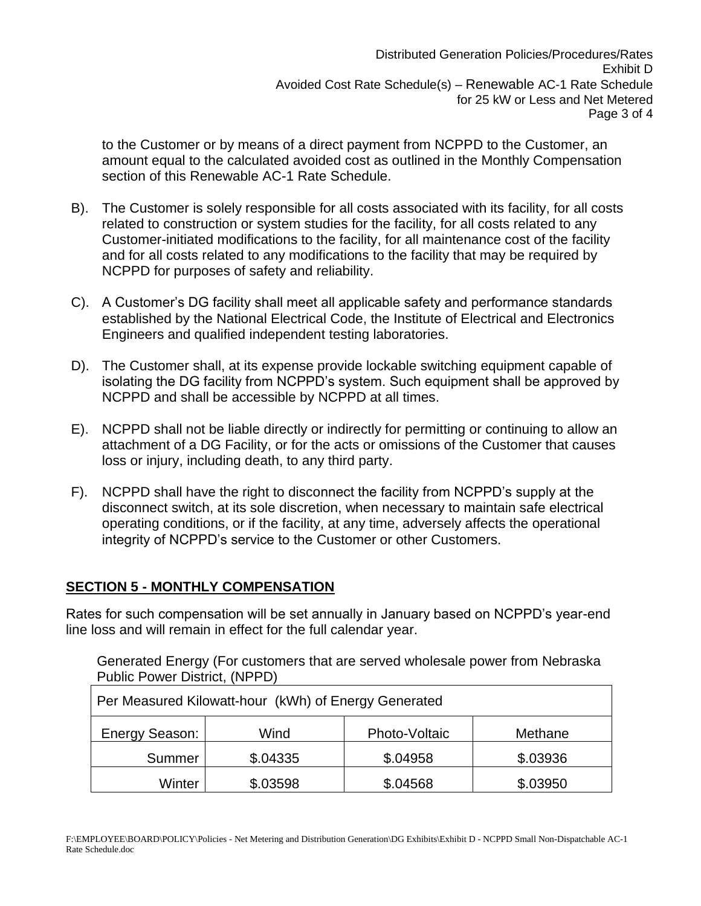to the Customer or by means of a direct payment from NCPPD to the Customer, an amount equal to the calculated avoided cost as outlined in the Monthly Compensation section of this Renewable AC-1 Rate Schedule.

B). The Customer is solely responsible for all costs associated with its facility, for all costs related to construction or system studies for the facility, for all costs related to any Customer-initiated modifications to the facility, for all maintenance cost of the facility and for all costs related to any modifications to the facility that may be required by NCPPD for purposes of safety and reliability.

C). A Customer's DG facility shall meet all applicable safety and performance standards established by the National Electrical Code, the Institute of Electrical and Electronics Engineers and qualified independent testing laboratories.

D). The Customer shall, at its expense provide lockable switching equipment capable of isolating the DG facility from NCPPD's system. Such equipment shall be approved by NCPPD and shall be accessible by NCPPD at all times.

E). NCPPD shall not be liable directly or indirectly for permitting or continuing to allow an attachment of a DG Facility, or for the acts or omissions of the Customer that causes loss or injury, including death, to any third party.

F). NCPPD shall have the right to disconnect the facility from NCPPD's supply at the disconnect switch, at its sole discretion, when necessary to maintain safe electrical operating conditions, or if the facility, at any time, adversely affects the operational integrity of NCPPD's service to the Customer or other Customers.

## SECTION 5 - MONTHLY COMPENSATION

Rates for such compensation will be set annually in January based on NCPPD's year-end line loss and will remain in effect for the full calendar year.

Generated Energy (For customers that are served wholesale power from Nebraska Public Power District, (NPPD)

| Per Measured Kilowatt-hour (kWh) of Energy Generated | | | |
|---|---|---|---|
| Energy Season: | Wind | Photo-Voltaic | Methane |
| Summer | $.04335 | $.04958 | $.03936 |
| Winter | $.03598 | $.04568 | $.03950 |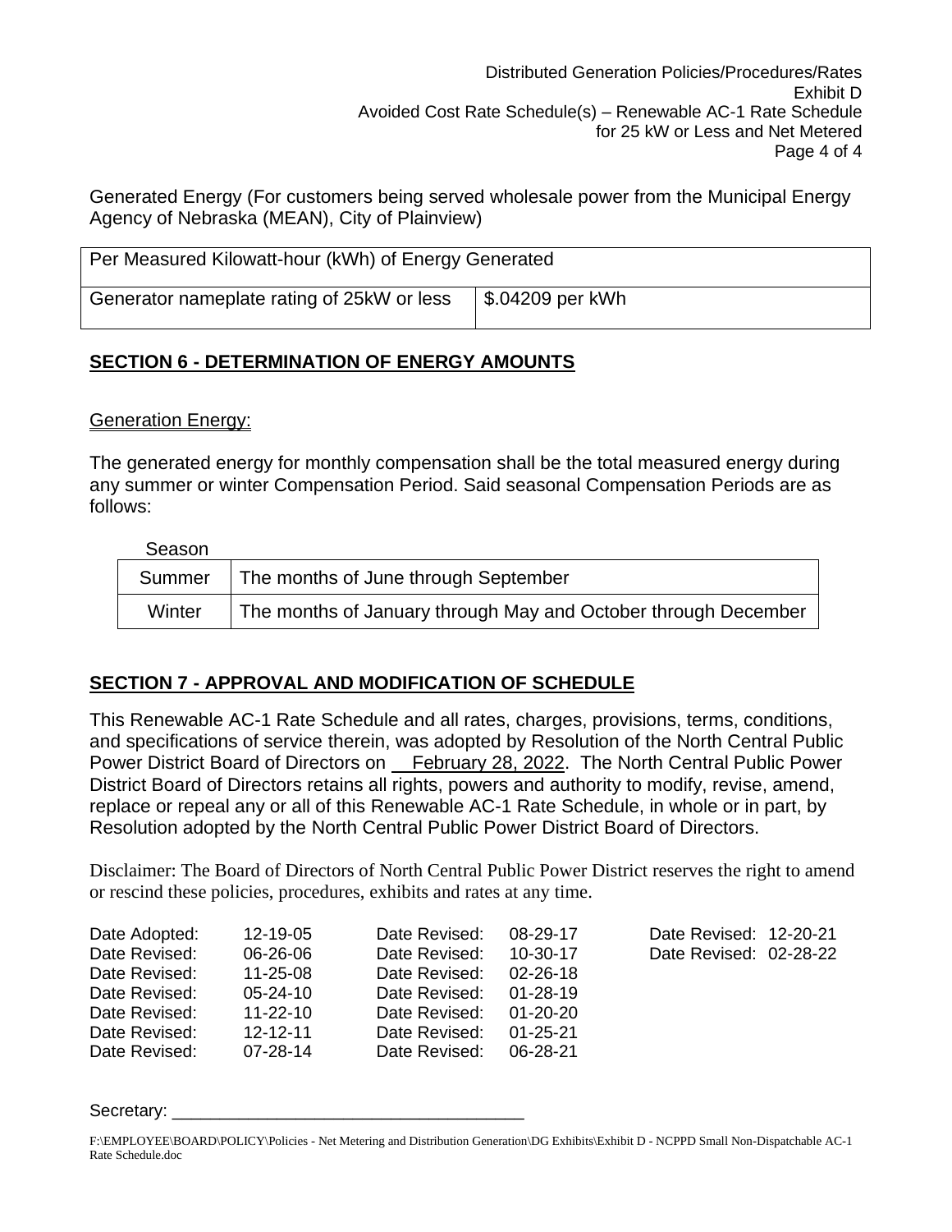Generated Energy (For customers being served wholesale power from the Municipal Energy Agency of Nebraska (MEAN), City of Plainview)

| Per Measured Kilowatt-hour (kWh) of Energy Generated | |
|---|---|
| Generator nameplate rating of 25kW or less | $.04209 per kWh |

## SECTION 6 - DETERMINATION OF ENERGY AMOUNTS

Generation Energy:

The generated energy for monthly compensation shall be the total measured energy during any summer or winter Compensation Period. Said seasonal Compensation Periods are as follows:

| Season | |
|---|---|
| Summer | The months of June through September |
| Winter | The months of January through May and October through December |

## SECTION 7 - APPROVAL AND MODIFICATION OF SCHEDULE

This Renewable AC-1 Rate Schedule and all rates, charges, provisions, terms, conditions, and specifications of service therein, was adopted by Resolution of the North Central Public Power District Board of Directors on February 28, 2022. The North Central Public Power District Board of Directors retains all rights, powers and authority to modify, revise, amend, replace or repeal any or all of this Renewable AC-1 Rate Schedule, in whole or in part, by Resolution adopted by the North Central Public Power District Board of Directors.

Disclaimer: The Board of Directors of North Central Public Power District reserves the right to amend or rescind these policies, procedures, exhibits and rates at any time.

| | | | | | |
|---|---|---|---|---|---|
| Date Adopted: | 12-19-05 | Date Revised: | 08-29-17 | Date Revised: | 12-20-21 |
| Date Revised: | 06-26-06 | Date Revised: | 10-30-17 | Date Revised: | 02-28-22 |
| Date Revised: | 11-25-08 | Date Revised: | 02-26-18 | | |
| Date Revised: | 05-24-10 | Date Revised: | 01-28-19 | | |
| Date Revised: | 11-22-10 | Date Revised: | 01-20-20 | | |
| Date Revised: | 12-12-11 | Date Revised: | 01-25-21 | | |
| Date Revised: | 07-28-14 | Date Revised: | 06-28-21 | | |

Secretary: ____________________________________

F:\EMPLOYEE\BOARD\POLICY\Policies - Net Metering and Distribution Generation\DG Exhibits\Exhibit D - NCPPD Small Non-Dispatchable AC-1 Rate Schedule.doc